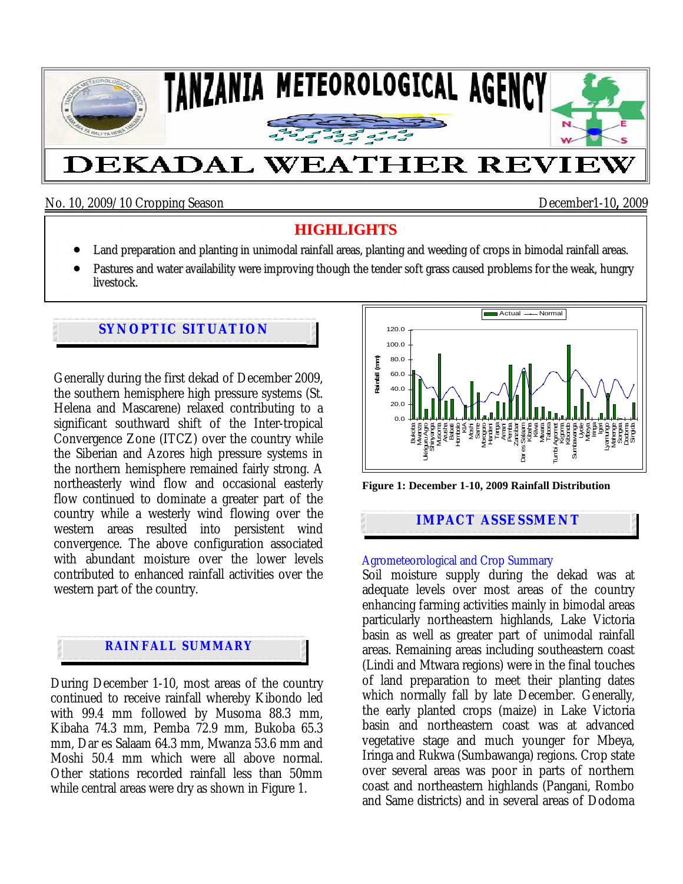# TANZANIA METEOROLOGICAL AGENCY

# DEKADAL WEATHER REVIEW

No. 10, 2009/10 Cropping Season | December1-10, 2009

## HIGHLIGHTS

- Land preparation and planting in unimodal rainfall areas, planting and weeding of crops in bimodal rainfall areas.
- Pastures and water availability were improving though the tender soft grass caused problems for the weak, hungry livestock.

## SYNOPTIC SITUATION

Generally during the first dekad of December 2009, the southern hemisphere high pressure systems (St. Helena and Mascarene) relaxed contributing to a significant southward shift of the Inter-tropical Convergence Zone (ITCZ) over the country while the Siberian and Azores high pressure systems in the northern hemisphere remained fairly strong. A northeasterly wind flow and occasional easterly flow continued to dominate a greater part of the country while a westerly wind flowing over the western areas resulted into persistent wind convergence. The above configuration associated with abundant moisture over the lower levels contributed to enhanced rainfall activities over the western part of the country.

## RAINFALL SUMMARY

During December 1-10, most areas of the country continued to receive rainfall whereby Kibondo led with 99.4 mm followed by Musoma 88.3 mm, Kibaha 74.3 mm, Pemba 72.9 mm, Bukoba 65.3 mm, Dar es Salaam 64.3 mm, Mwanza 53.6 mm and Moshi 50.4 mm which were all above normal. Other stations recorded rainfall less than 50mm while central areas were dry as shown in Figure 1.

**Figure 1: December 1-10, 2009 Rainfall Distribution**

## IMPACT ASSESSMENT

### Agrometeorological and Crop Summary

Soil moisture supply during the dekad was at adequate levels over most areas of the country enhancing farming activities mainly in bimodal areas particularly northeastern highlands, Lake Victoria basin as well as greater part of unimodal rainfall areas. Remaining areas including southeastern coast (Lindi and Mtwara regions) were in the final touches of land preparation to meet their planting dates which normally fall by late December. Generally, the early planted crops (maize) in Lake Victoria basin and northeastern coast was at advanced vegetative stage and much younger for Mbeya, Iringa and Rukwa (Sumbawanga) regions. Crop state over several areas was poor in parts of northern coast and northeastern highlands (Pangani, Rombo and Same districts) and in several areas of Dodoma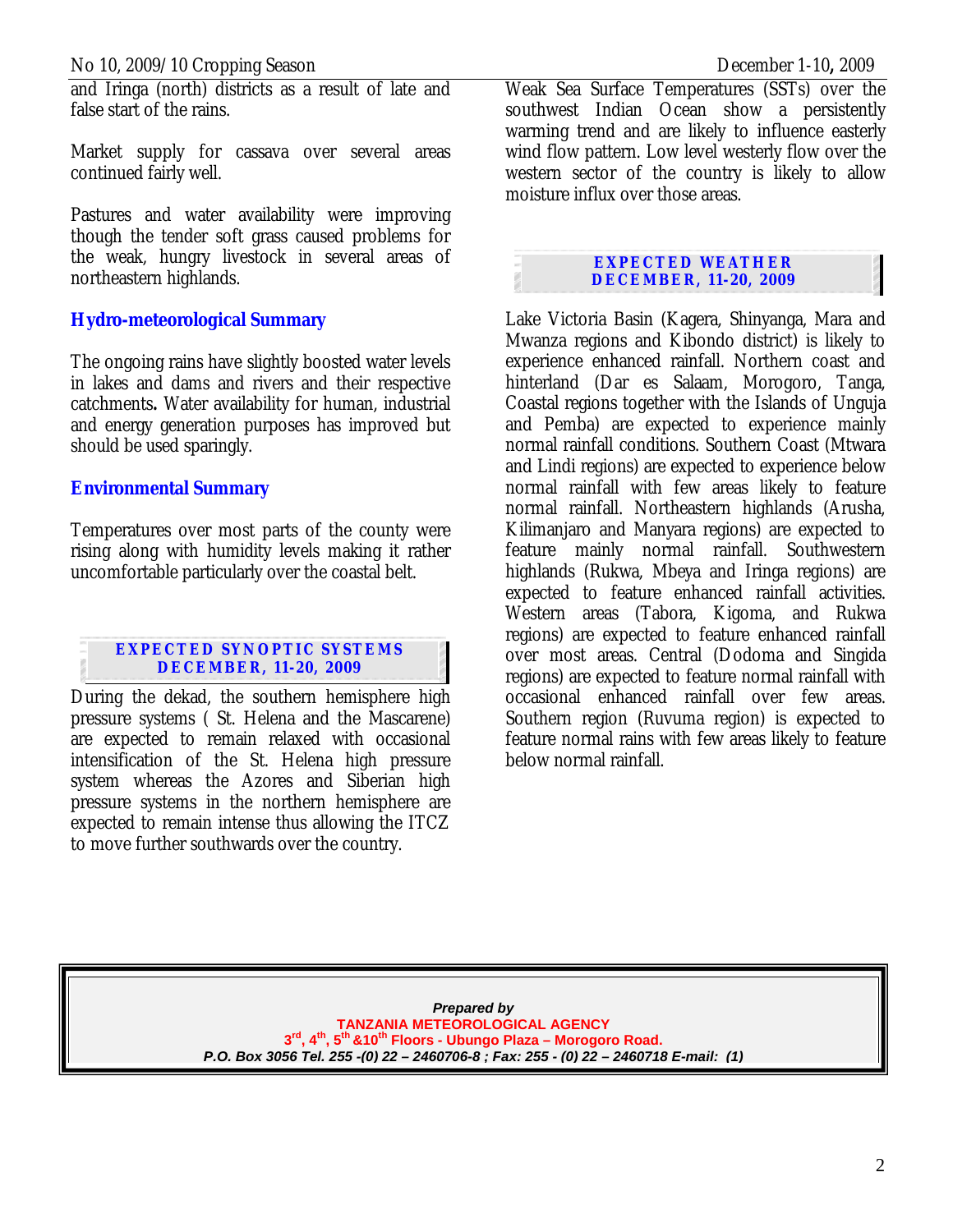and Iringa (north) districts as a result of late and false start of the rains.

Market supply for cassava over several areas continued fairly well.

Pastures and water availability were improving though the tender soft grass caused problems for the weak, hungry livestock in several areas of northeastern highlands.

## Hydro-meteorological Summary

The ongoing rains have slightly boosted water levels in lakes and dams and rivers and their respective catchments**.** Water availability for human, industrial and energy generation purposes has improved but should be used sparingly.

## Environmental Summary

Temperatures over most parts of the county were rising along with humidity levels making it rather uncomfortable particularly over the coastal belt.

## EXPECTED SYNOPTIC SYSTEMS DECEMBER, 11-20, 2009

During the dekad, the southern hemisphere high pressure systems ( St. Helena and the Mascarene) are expected to remain relaxed with occasional intensification of the St. Helena high pressure system whereas the Azores and Siberian high pressure systems in the northern hemisphere are expected to remain intense thus allowing the ITCZ to move further southwards over the country.

Weak Sea Surface Temperatures (SSTs) over the southwest Indian Ocean show a persistently warming trend and are likely to influence easterly wind flow pattern. Low level westerly flow over the western sector of the country is likely to allow moisture influx over those areas.

## EXPECTED WEATHER DECEMBER, 11-20, 2009

Lake Victoria Basin (Kagera, Shinyanga, Mara and Mwanza regions and Kibondo district) is likely to experience enhanced rainfall. Northern coast and hinterland (Dar es Salaam, Morogoro, Tanga, Coastal regions together with the Islands of Unguja and Pemba) are expected to experience mainly normal rainfall conditions. Southern Coast (Mtwara and Lindi regions) are expected to experience below normal rainfall with few areas likely to feature normal rainfall. Northeastern highlands (Arusha, Kilimanjaro and Manyara regions) are expected to feature mainly normal rainfall. Southwestern highlands (Rukwa, Mbeya and Iringa regions) are expected to feature enhanced rainfall activities. Western areas (Tabora, Kigoma, and Rukwa regions) are expected to feature enhanced rainfall over most areas. Central (Dodoma and Singida regions) are expected to feature normal rainfall with occasional enhanced rainfall over few areas. Southern region (Ruvuma region) is expected to feature normal rains with few areas likely to feature below normal rainfall.

***Prepared by***
**TANZANIA METEOROLOGICAL AGENCY**
**3rd, 4th, 5th &10th Floors - Ubungo Plaza – Morogoro Road.**
***P.O. Box 3056 Tel. 255 -(0) 22 – 2460706-8 ; Fax: 255 - (0) 22 – 2460718 E-mail: (1)***